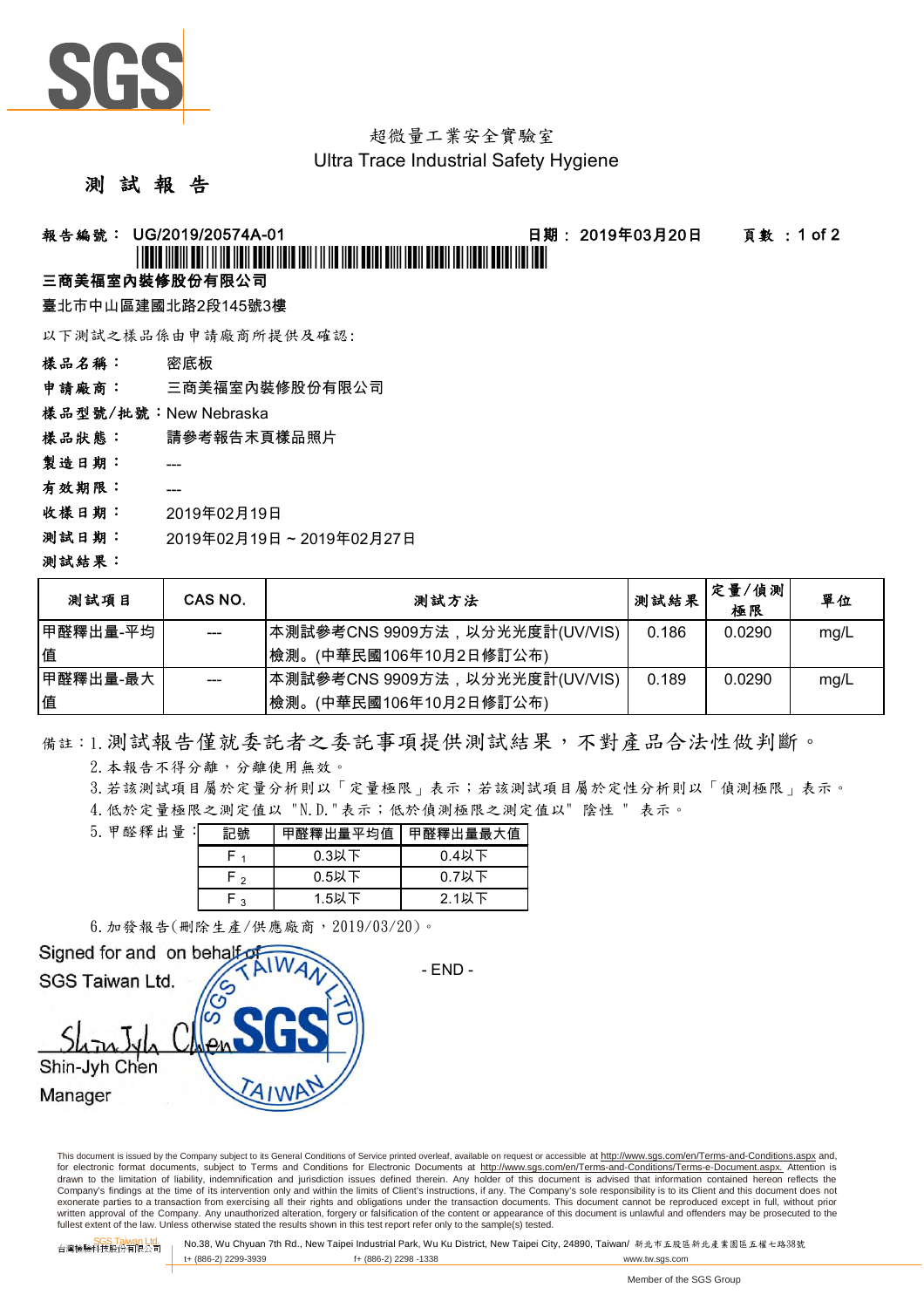SGS

超微量工業安全實驗室

Ultra Trace Industrial Safety Hygiene

# 測 試 報 告

**報告編號： UG/2019/20574A-01** **日期： 2019年03月20日** **頁數 ：1 of 2**

**三商美福室內裝修股份有限公司**

臺北市中山區建國北路2段145號3樓

以下測試之樣品係由申請廠商所提供及確認:

**樣品名稱：** 密底板

**申請廠商：** 三商美福室內裝修股份有限公司

**樣品型號/批號：** New Nebraska

**樣品狀態：** 請參考報告末頁樣品照片

**製造日期：** ---

**有效期限：** ---

**收樣日期：** 2019年02月19日

**測試日期：** 2019年02月19日 ~ 2019年02月27日

**測試結果：**

| 測試項目 | CAS NO. | 測試方法 | 測試結果 | 定量/偵測極限 | 單位 |
|---|---|---|---|---|---|
| 甲醛釋出量-平均值 | --- | 本測試參考CNS 9909方法，以分光光度計(UV/VIS)檢測。(中華民國106年10月2日修訂公布) | 0.186 | 0.0290 | mg/L |
| 甲醛釋出量-最大值 | --- | 本測試參考CNS 9909方法，以分光光度計(UV/VIS)檢測。(中華民國106年10月2日修訂公布) | 0.189 | 0.0290 | mg/L |

備註：1. 測試報告僅就委託者之委託事項提供測試結果，不對產品合法性做判斷。

2. 本報告不得分離，分離使用無效。

3. 若該測試項目屬於定量分析則以「定量極限」表示；若該測試項目屬於定性分析則以「偵測極限」表示。

4. 低於定量極限之測定值以 "N.D."表示；低於偵測極限之測定值以" 陰性 " 表示。

5. 甲醛釋出量：

| 記號 | 甲醛釋出量平均值 | 甲醛釋出量最大值 |
|---|---|---|
| $F_1$ | 0.3以下 | 0.4以下 |
| $F_2$ | 0.5以下 | 0.7以下 |
| $F_3$ | 1.5以下 | 2.1以下 |

6. 加發報告(刪除生產/供應廠商，2019/03/20)。

Signed for and on behalf of
SGS Taiwan Ltd.

Shin-Jyh Chen
Manager

- END -

This document is issued by the Company subject to its General Conditions of Service printed overleaf, available on request or accessible at http://www.sgs.com/en/Terms-and-Conditions.aspx and, for electronic format documents, subject to Terms and Conditions for Electronic Documents at http://www.sgs.com/en/Terms-and-Conditions/Terms-e-Document.aspx. Attention is drawn to the limitation of liability, indemnification and jurisdiction issues defined therein. Any holder of this document is advised that information contained hereon reflects the Company's findings at the time of its intervention only and within the limits of Client's instructions, if any. The Company's sole responsibility is to its Client and this document does not exonerate parties to a transaction from exercising all their rights and obligations under the transaction documents. This document cannot be reproduced except in full, without prior written approval of the Company. Any unauthorized alteration, forgery or falsification of the content or appearance of this document is unlawful and offenders may be prosecuted to the fullest extent of the law. Unless otherwise stated the results shown in this test report refer only to the sample(s) tested.

SGS Taiwan Ltd. 台灣檢驗科技股份有限公司 No.38, Wu Chyuan 7th Rd., New Taipei Industrial Park, Wu Ku District, New Taipei City, 24890, Taiwan/ 新北市五股區新北產業園區五權七路38號
t+ (886-2) 2299-3939 f+ (886-2) 2298 -1338 www.tw.sgs.com

Member of the SGS Group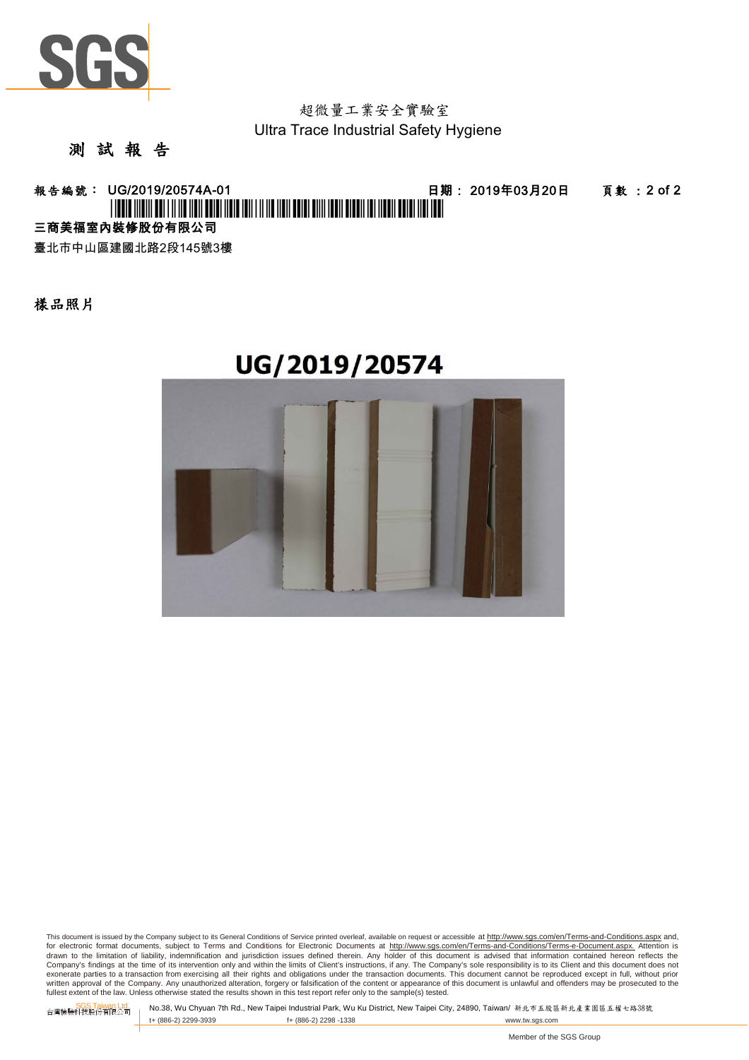超微量工業安全實驗室
Ultra Trace Industrial Safety Hygiene

# 測 試 報 告

報告編號： UG/2019/20574A-01　　日期： 2019年03月20日

**三商美福室內裝修股份有限公司**

臺北市中山區建國北路2段145號3樓

## 樣品照片

UG/2019/20574

This document is issued by the Company subject to its General Conditions of Service printed overleaf, available on request or accessible at http://www.sgs.com/en/Terms-and-Conditions.aspx and, for electronic format documents, subject to Terms and Conditions for Electronic Documents at http://www.sgs.com/en/Terms-and-Conditions/Terms-e-Document.aspx. Attention is drawn to the limitation of liability, indemnification and jurisdiction issues defined therein. Any holder of this document is advised that information contained hereon reflects the Company's findings at the time of its intervention only and within the limits of Client's instructions, if any. The Company's sole responsibility is to its Client and this document does not exonerate parties to a transaction from exercising all their rights and obligations under the transaction documents. This document cannot be reproduced except in full, without prior written approval of the Company. Any unauthorized alteration, forgery or falsification of the content or appearance of this document is unlawful and offenders may be prosecuted to the fullest extent of the law. Unless otherwise stated the results shown in this test report refer only to the sample(s) tested.

SGS Taiwan Ltd. 台灣檢驗科技股份有限公司　No.38, Wu Chyuan 7th Rd., New Taipei Industrial Park, Wu Ku District, New Taipei City, 24890, Taiwan/ 新北市五股區新北產業園區五權七路38號
t+ (886-2) 2299-3939　f+ (886-2) 2298 -1338　www.tw.sgs.com

Member of the SGS Group